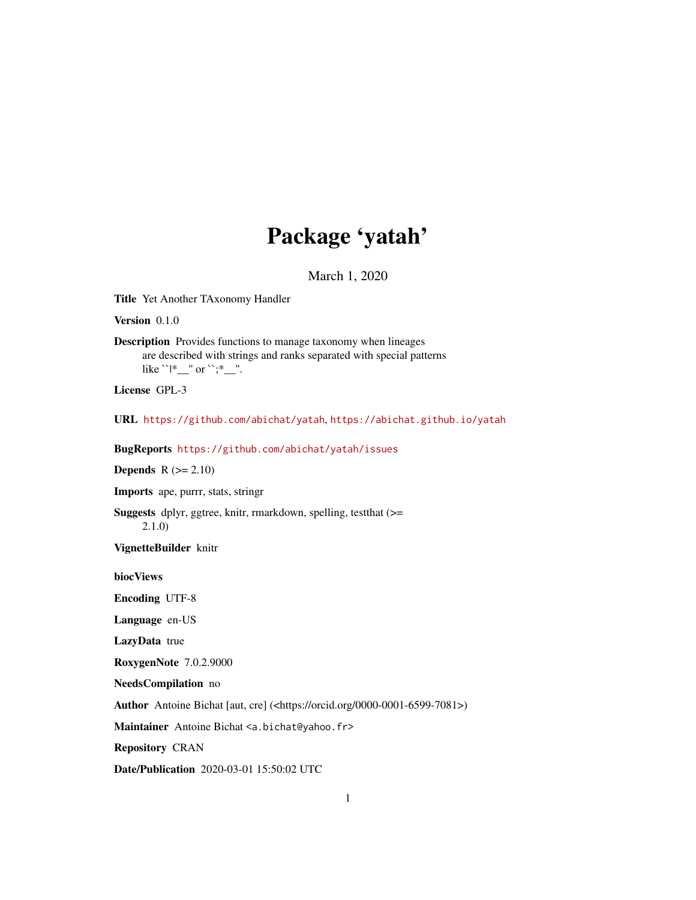# Package 'yatah'

March 1, 2020

**Title** Yet Another TAxonomy Handler

**Version** 0.1.0

**Description** Provides functions to manage taxonomy when lineages are described with strings and ranks separated with special patterns like ``|*__'' or ``;*__''.

**License** GPL-3

**URL** https://github.com/abichat/yatah, https://abichat.github.io/yatah

**BugReports** https://github.com/abichat/yatah/issues

**Depends** R (>= 2.10)

**Imports** ape, purrr, stats, stringr

**Suggests** dplyr, ggtree, knitr, rmarkdown, spelling, testthat (>= 2.1.0)

**VignetteBuilder** knitr

**biocViews**

**Encoding** UTF-8

**Language** en-US

**LazyData** true

**RoxygenNote** 7.0.2.9000

**NeedsCompilation** no

**Author** Antoine Bichat [aut, cre] (<https://orcid.org/0000-0001-6599-7081>)

**Maintainer** Antoine Bichat <a.bichat@yahoo.fr>

**Repository** CRAN

**Date/Publication** 2020-03-01 15:50:02 UTC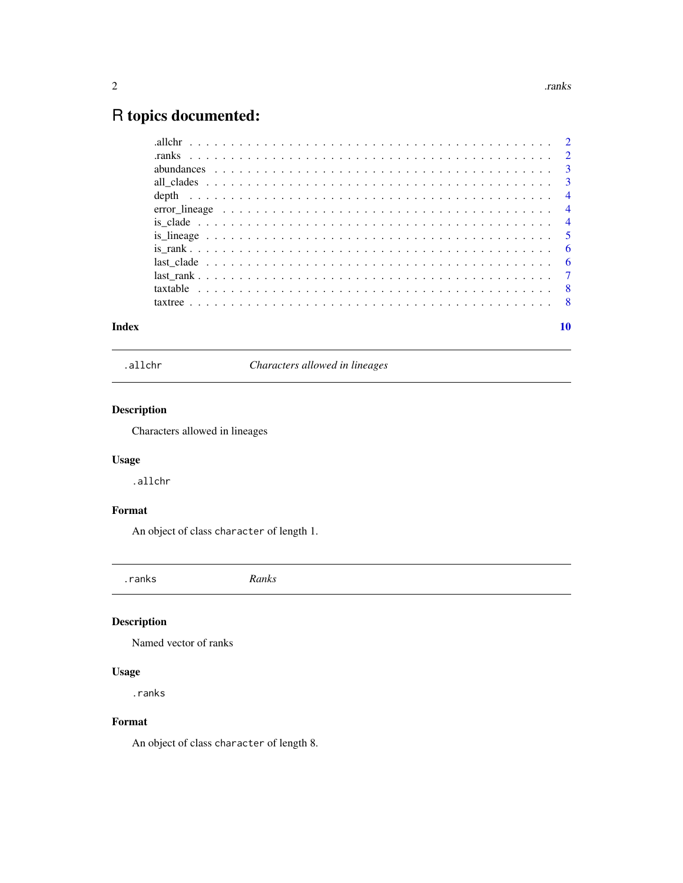# R topics documented:

| | |
|---|---|
| .allchr | 2 |
| .ranks | 2 |
| abundances | 3 |
| all_clades | 3 |
| depth | 4 |
| error_lineage | 4 |
| is_clade | 4 |
| is_lineage | 5 |
| is_rank | 6 |
| last_clade | 6 |
| last_rank | 7 |
| taxtable | 8 |
| taxtree | 8 |

**Index** 10

---

## .allchr — *Characters allowed in lineages*

### Description

Characters allowed in lineages

### Usage

```
.allchr
```

### Format

An object of class `character` of length 1.

---

## .ranks — *Ranks*

### Description

Named vector of ranks

### Usage

```
.ranks
```

### Format

An object of class `character` of length 8.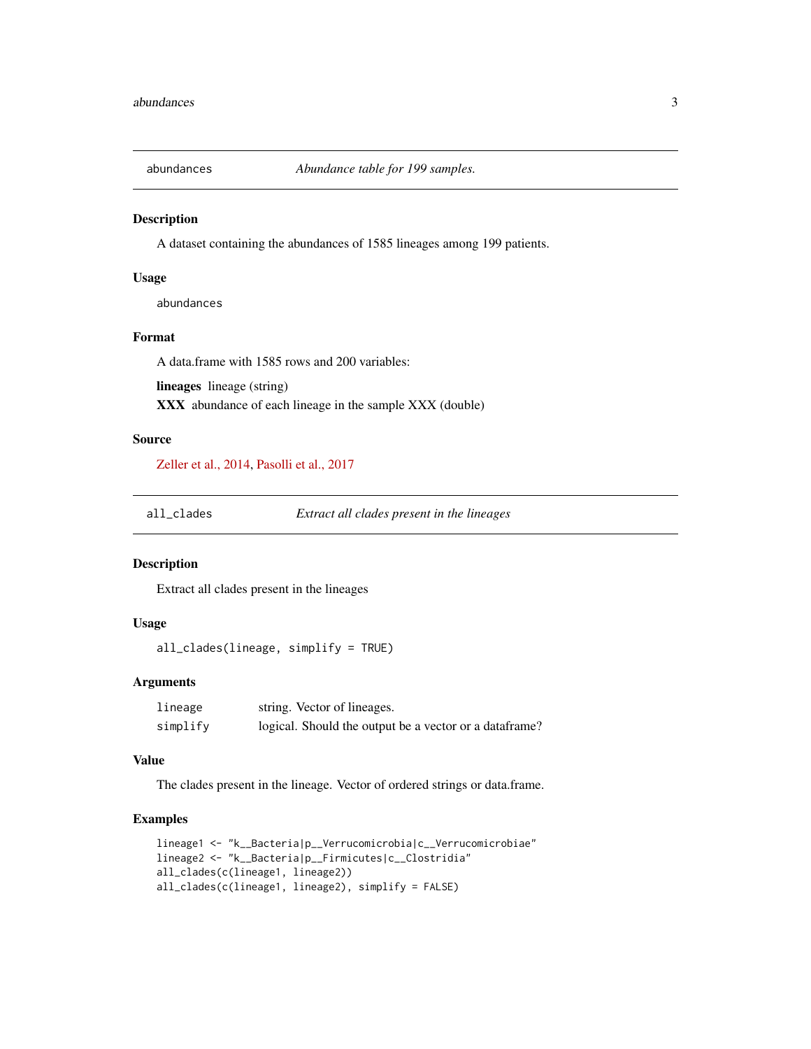## abundances — *Abundance table for 199 samples.*

### Description

A dataset containing the abundances of 1585 lineages among 199 patients.

### Usage

```
abundances
```

### Format

A data.frame with 1585 rows and 200 variables:

- **lineages** lineage (string)
- **XXX** abundance of each lineage in the sample XXX (double)

### Source

Zeller et al., 2014, Pasolli et al., 2017

## all_clades — *Extract all clades present in the lineages*

### Description

Extract all clades present in the lineages

### Usage

```
all_clades(lineage, simplify = TRUE)
```

### Arguments

| | |
|---|---|
| lineage | string. Vector of lineages. |
| simplify | logical. Should the output be a vector or a dataframe? |

### Value

The clades present in the lineage. Vector of ordered strings or data.frame.

### Examples

```
lineage1 <- "k__Bacteria|p__Verrucomicrobia|c__Verrucomicrobiae"
lineage2 <- "k__Bacteria|p__Firmicutes|c__Clostridia"
all_clades(c(lineage1, lineage2))
all_clades(c(lineage1, lineage2), simplify = FALSE)
```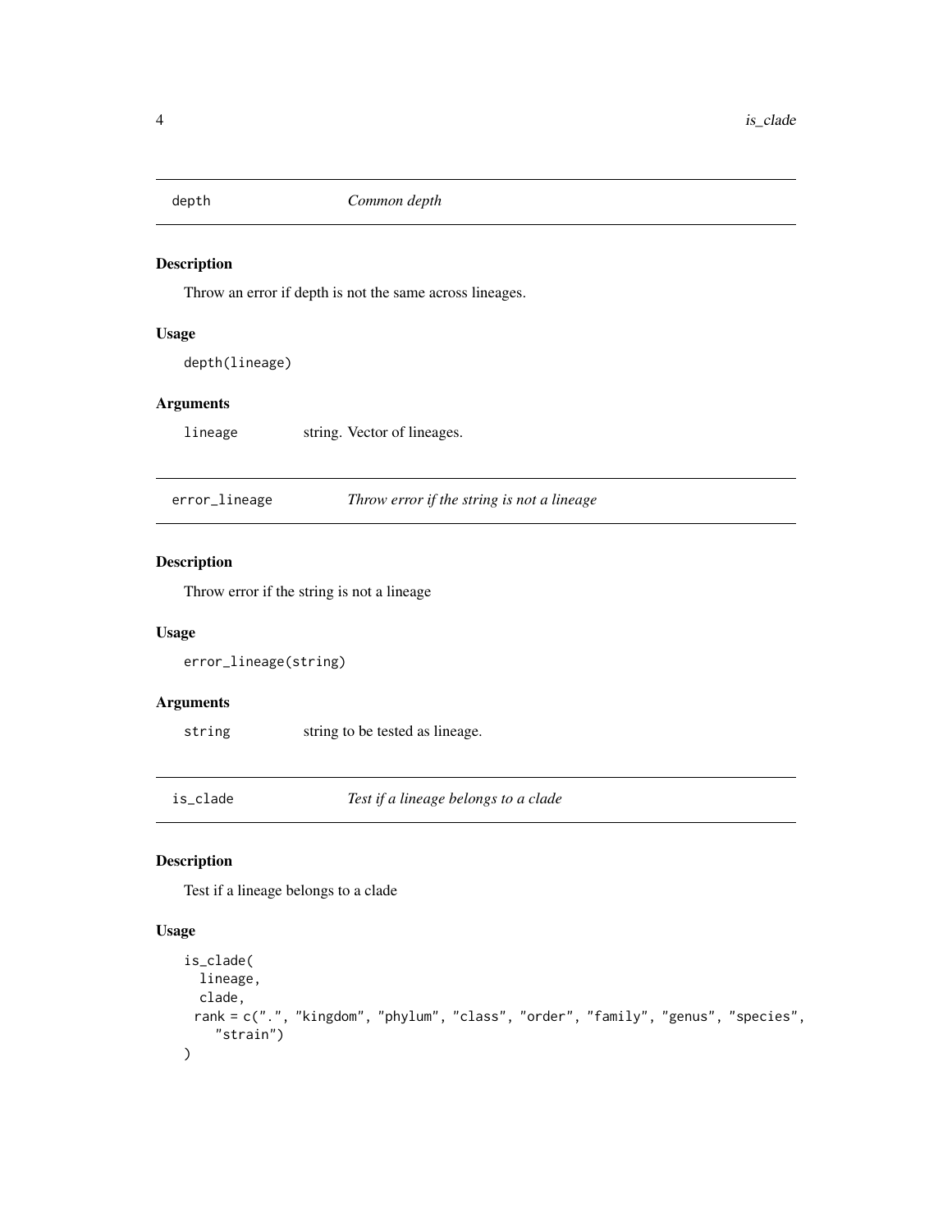## depth — *Common depth*

### Description

Throw an error if depth is not the same across lineages.

### Usage

```
depth(lineage)
```

### Arguments

| | |
|---|---|
| lineage | string. Vector of lineages. |

## error_lineage — *Throw error if the string is not a lineage*

### Description

Throw error if the string is not a lineage

### Usage

```
error_lineage(string)
```

### Arguments

| | |
|---|---|
| string | string to be tested as lineage. |

## is_clade — *Test if a lineage belongs to a clade*

### Description

Test if a lineage belongs to a clade

### Usage

```
is_clade(
  lineage,
  clade,
  rank = c(".", "kingdom", "phylum", "class", "order", "family", "genus", "species",
    "strain")
)
```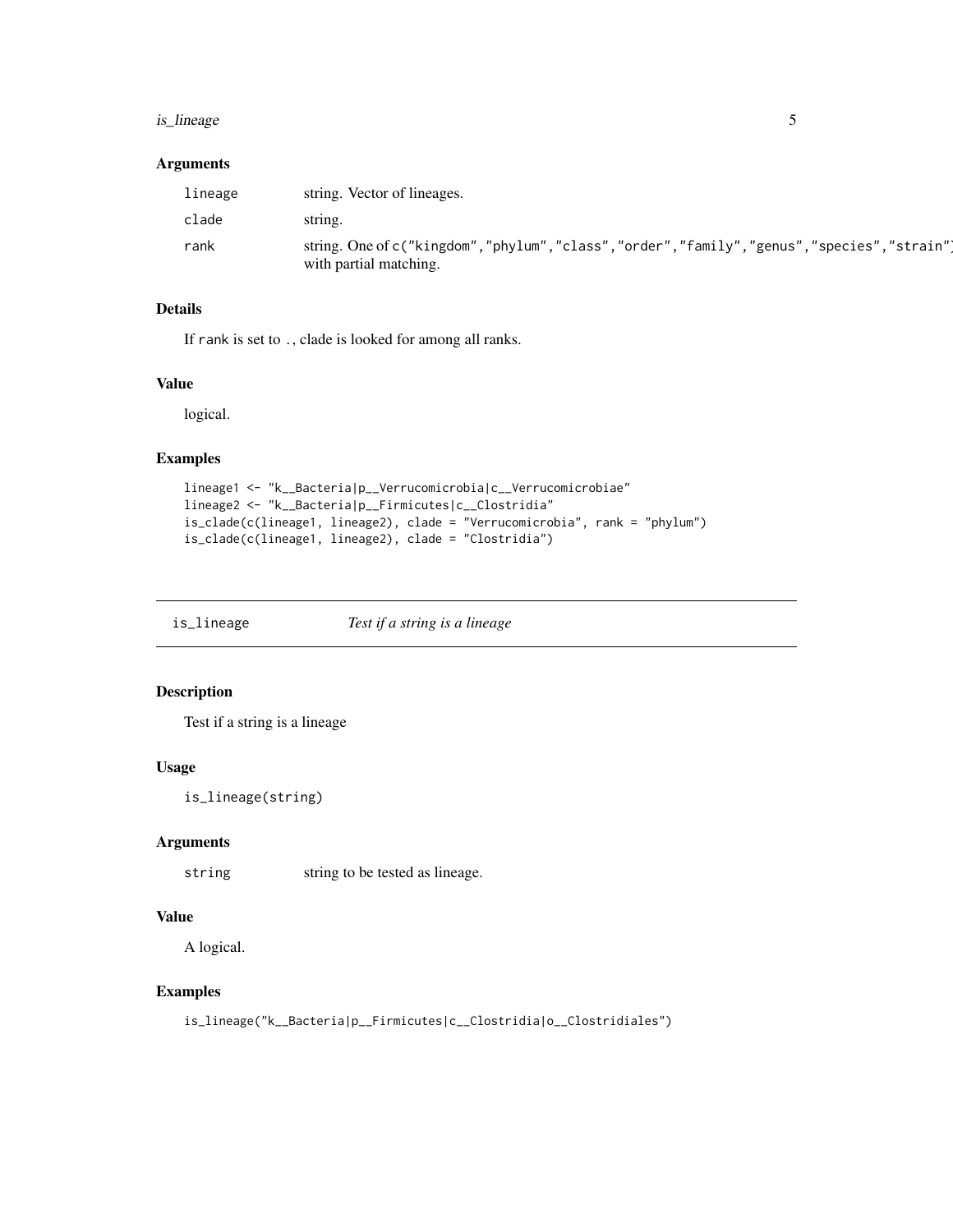### Arguments

| | |
|---|---|
| lineage | string. Vector of lineages. |
| clade | string. |
| rank | string. One of `c("kingdom","phylum","class","order","family","genus","species","strain")` with partial matching. |

### Details

If `rank` is set to `.`, clade is looked for among all ranks.

### Value

logical.

### Examples

```
lineage1 <- "k__Bacteria|p__Verrucomicrobia|c__Verrucomicrobiae"
lineage2 <- "k__Bacteria|p__Firmicutes|c__Clostridia"
is_clade(c(lineage1, lineage2), clade = "Verrucomicrobia", rank = "phylum")
is_clade(c(lineage1, lineage2), clade = "Clostridia")
```

---

## is_lineage — *Test if a string is a lineage*

---

### Description

Test if a string is a lineage

### Usage

```
is_lineage(string)
```

### Arguments

| | |
|---|---|
| string | string to be tested as lineage. |

### Value

A logical.

### Examples

```
is_lineage("k__Bacteria|p__Firmicutes|c__Clostridia|o__Clostridiales")
```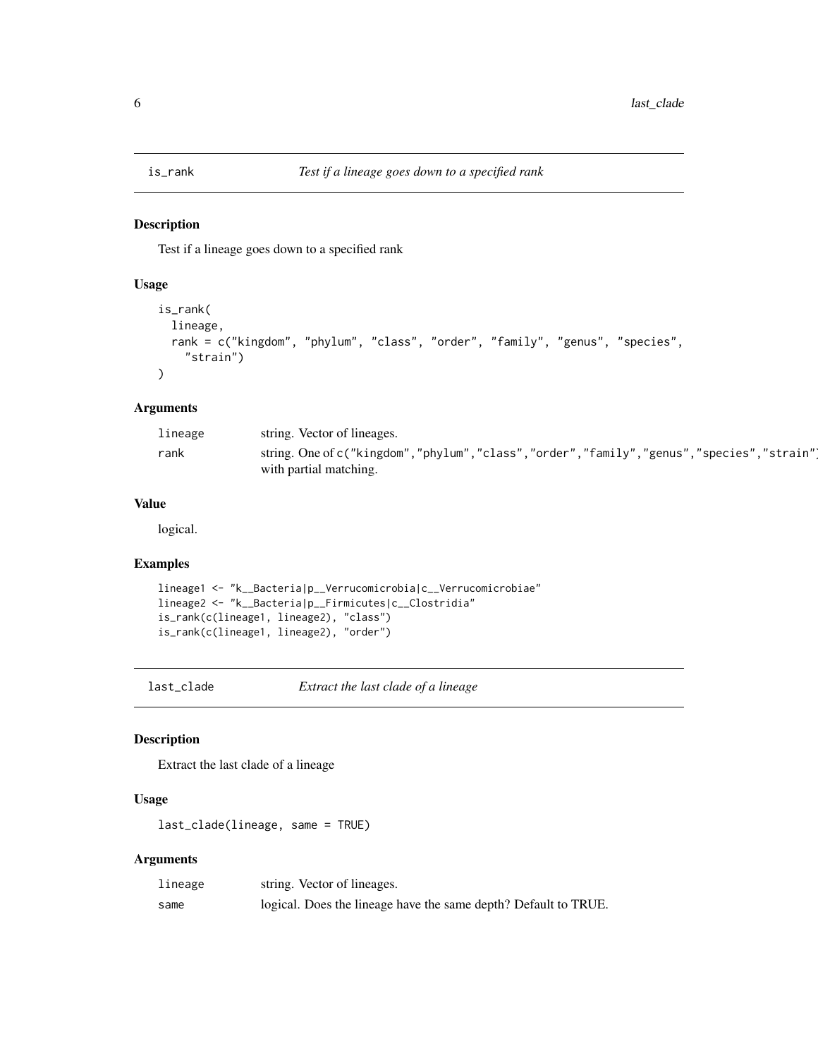## is_rank *Test if a lineage goes down to a specified rank*

### Description

Test if a lineage goes down to a specified rank

### Usage

```
is_rank(
  lineage,
  rank = c("kingdom", "phylum", "class", "order", "family", "genus", "species",
    "strain")
)
```

### Arguments

| | |
|---|---|
| lineage | string. Vector of lineages. |
| rank | string. One of `c("kingdom","phylum","class","order","family","genus","species","strain")` with partial matching. |

### Value

logical.

### Examples

```
lineage1 <- "k__Bacteria|p__Verrucomicrobia|c__Verrucomicrobiae"
lineage2 <- "k__Bacteria|p__Firmicutes|c__Clostridia"
is_rank(c(lineage1, lineage2), "class")
is_rank(c(lineage1, lineage2), "order")
```

## last_clade *Extract the last clade of a lineage*

### Description

Extract the last clade of a lineage

### Usage

```
last_clade(lineage, same = TRUE)
```

### Arguments

| | |
|---|---|
| lineage | string. Vector of lineages. |
| same | logical. Does the lineage have the same depth? Default to TRUE. |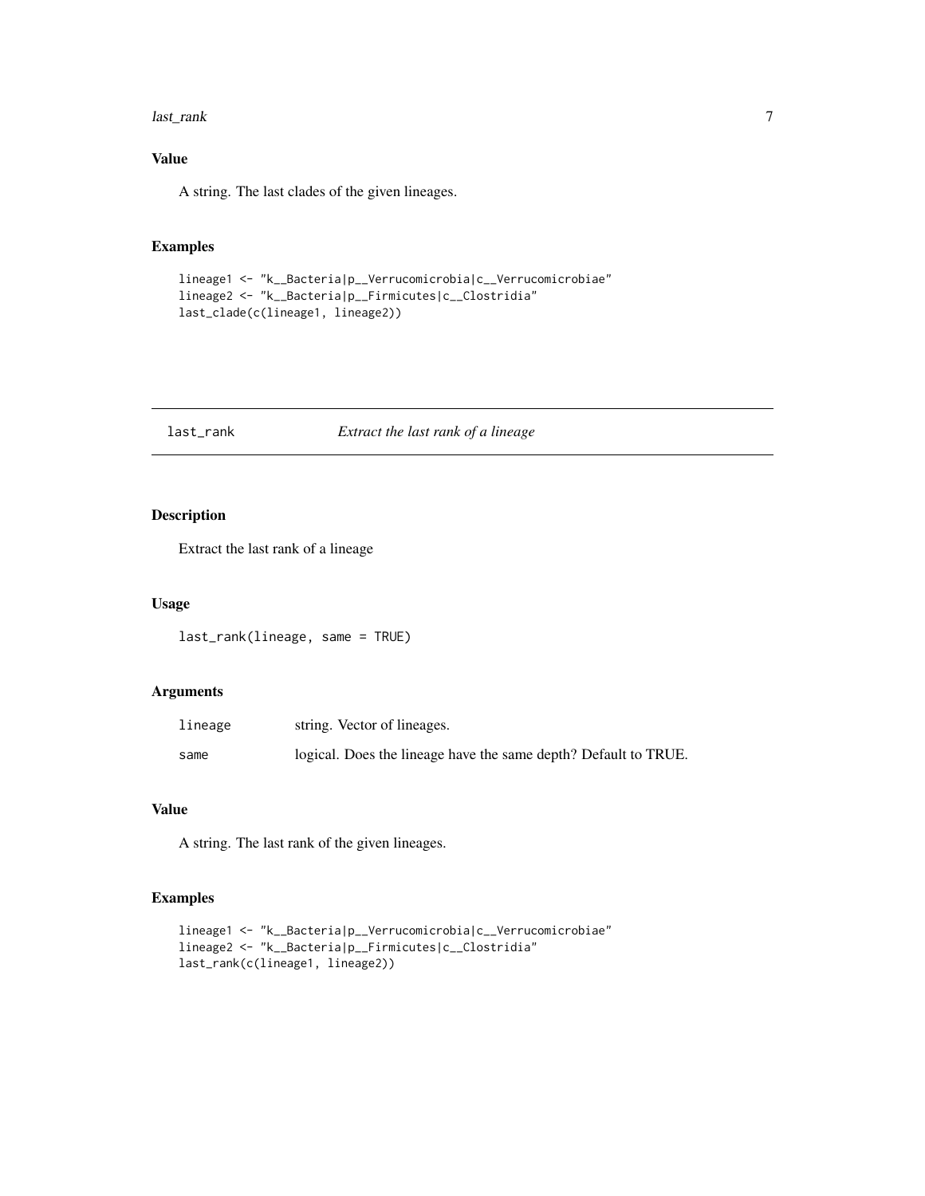### Value

A string. The last clades of the given lineages.

### Examples

```
lineage1 <- "k__Bacteria|p__Verrucomicrobia|c__Verrucomicrobiae"
lineage2 <- "k__Bacteria|p__Firmicutes|c__Clostridia"
last_clade(c(lineage1, lineage2))
```

---

## last_rank — *Extract the last rank of a lineage*

---

### Description

Extract the last rank of a lineage

### Usage

```
last_rank(lineage, same = TRUE)
```

### Arguments

| | |
|---|---|
| lineage | string. Vector of lineages. |
| same | logical. Does the lineage have the same depth? Default to TRUE. |

### Value

A string. The last rank of the given lineages.

### Examples

```
lineage1 <- "k__Bacteria|p__Verrucomicrobia|c__Verrucomicrobiae"
lineage2 <- "k__Bacteria|p__Firmicutes|c__Clostridia"
last_rank(c(lineage1, lineage2))
```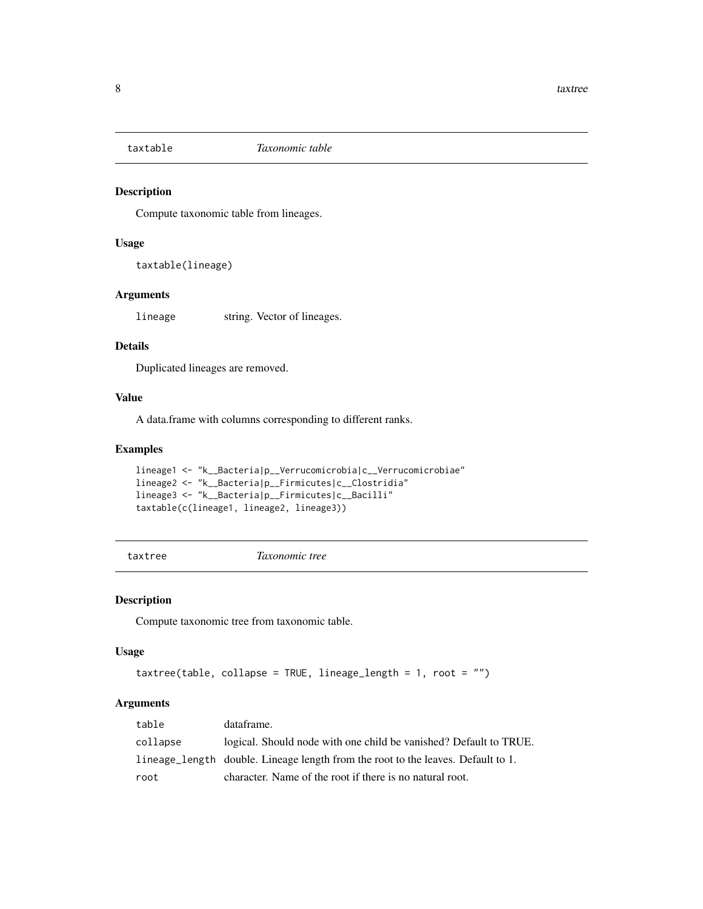## taxtable *Taxonomic table*

### Description

Compute taxonomic table from lineages.

### Usage

```
taxtable(lineage)
```

### Arguments

| | |
|---|---|
| lineage | string. Vector of lineages. |

### Details

Duplicated lineages are removed.

### Value

A data.frame with columns corresponding to different ranks.

### Examples

```
lineage1 <- "k__Bacteria|p__Verrucomicrobia|c__Verrucomicrobiae"
lineage2 <- "k__Bacteria|p__Firmicutes|c__Clostridia"
lineage3 <- "k__Bacteria|p__Firmicutes|c__Bacilli"
taxtable(c(lineage1, lineage2, lineage3))
```

## taxtree *Taxonomic tree*

### Description

Compute taxonomic tree from taxonomic table.

### Usage

```
taxtree(table, collapse = TRUE, lineage_length = 1, root = "")
```

### Arguments

| | |
|---|---|
| table | dataframe. |
| collapse | logical. Should node with one child be vanished? Default to TRUE. |
| lineage_length | double. Lineage length from the root to the leaves. Default to 1. |
| root | character. Name of the root if there is no natural root. |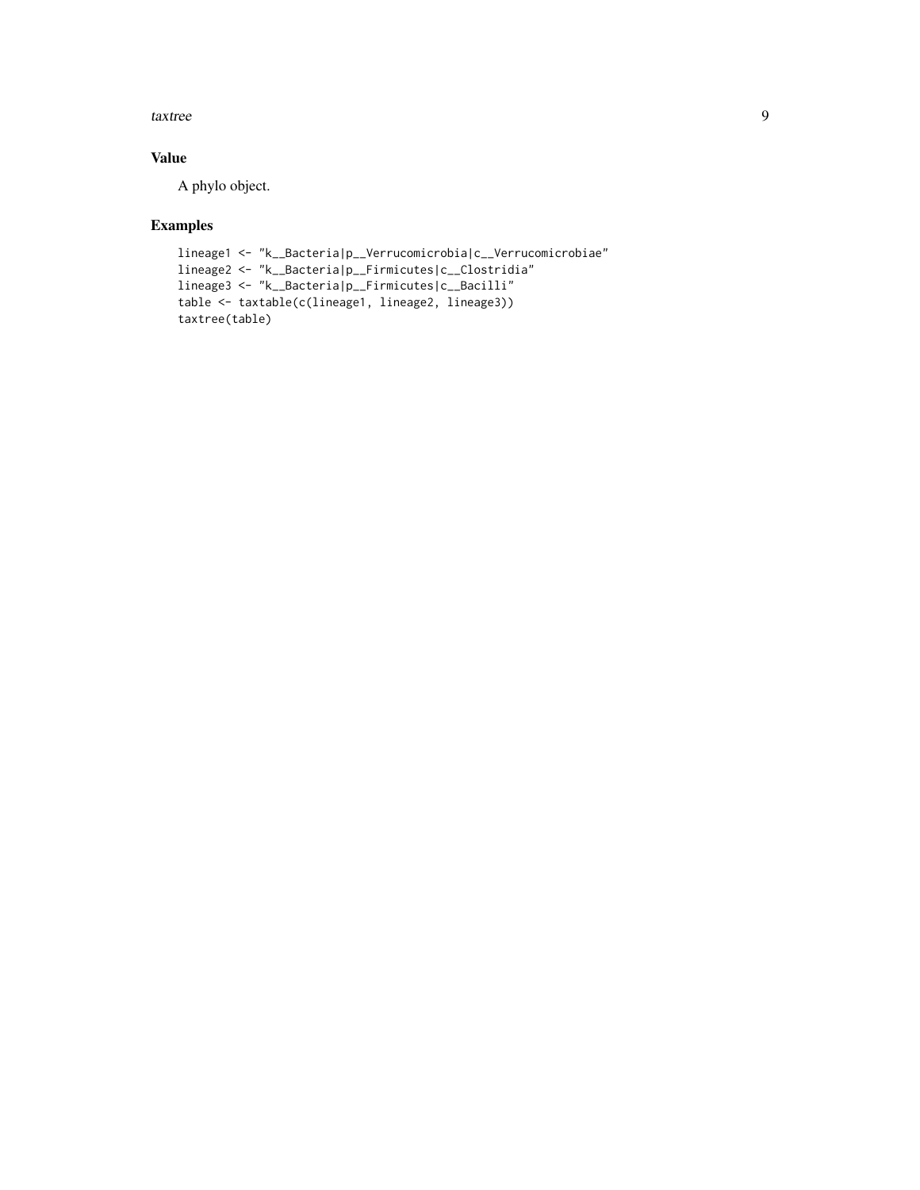## Value

A phylo object.

## Examples

```
lineage1 <- "k__Bacteria|p__Verrucomicrobia|c__Verrucomicrobiae"
lineage2 <- "k__Bacteria|p__Firmicutes|c__Clostridia"
lineage3 <- "k__Bacteria|p__Firmicutes|c__Bacilli"
table <- taxtable(c(lineage1, lineage2, lineage3))
taxtree(table)
```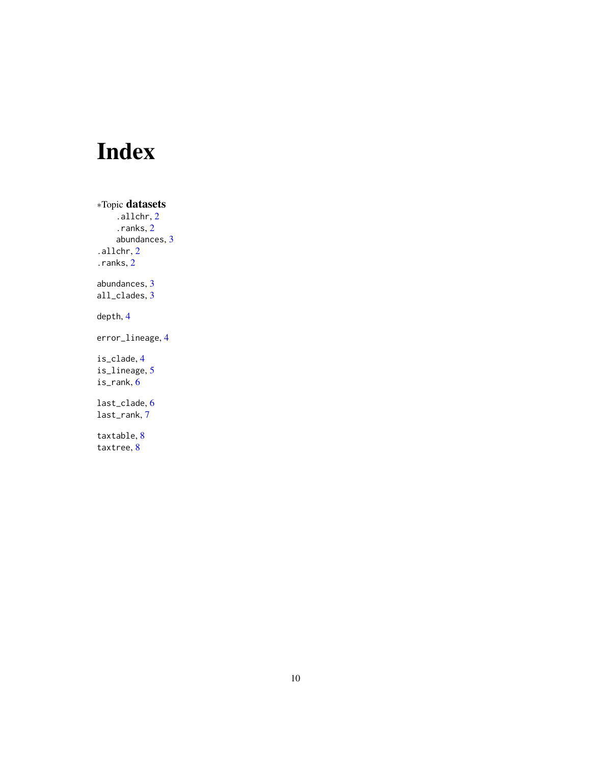# Index

*Topic **datasets**
- .allchr, 2
- .ranks, 2
- abundances, 3

.allchr, 2
.ranks, 2

abundances, 3
all_clades, 3

depth, 4

error_lineage, 4

is_clade, 4
is_lineage, 5
is_rank, 6

last_clade, 6
last_rank, 7

taxtable, 8
taxtree, 8